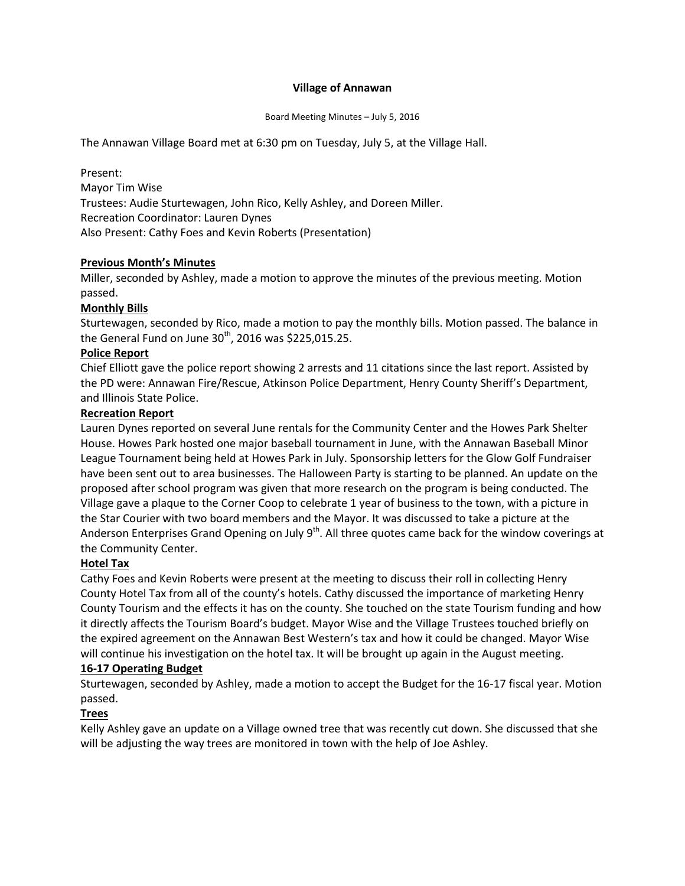# Village of Annawan

Board Meeting Minutes – July 5, 2016

The Annawan Village Board met at 6:30 pm on Tuesday, July 5, at the Village Hall.

Present:
Mayor Tim Wise
Trustees: Audie Sturtewagen, John Rico, Kelly Ashley, and Doreen Miller.
Recreation Coordinator: Lauren Dynes
Also Present: Cathy Foes and Kevin Roberts (Presentation)

**Previous Month's Minutes**

Miller, seconded by Ashley, made a motion to approve the minutes of the previous meeting. Motion passed.

**Monthly Bills**

Sturtewagen, seconded by Rico, made a motion to pay the monthly bills. Motion passed. The balance in the General Fund on June 30th, 2016 was $225,015.25.

**Police Report**

Chief Elliott gave the police report showing 2 arrests and 11 citations since the last report. Assisted by the PD were: Annawan Fire/Rescue, Atkinson Police Department, Henry County Sheriff's Department, and Illinois State Police.

**Recreation Report**

Lauren Dynes reported on several June rentals for the Community Center and the Howes Park Shelter House. Howes Park hosted one major baseball tournament in June, with the Annawan Baseball Minor League Tournament being held at Howes Park in July. Sponsorship letters for the Glow Golf Fundraiser have been sent out to area businesses. The Halloween Party is starting to be planned. An update on the proposed after school program was given that more research on the program is being conducted. The Village gave a plaque to the Corner Coop to celebrate 1 year of business to the town, with a picture in the Star Courier with two board members and the Mayor. It was discussed to take a picture at the Anderson Enterprises Grand Opening on July 9th. All three quotes came back for the window coverings at the Community Center.

**Hotel Tax**

Cathy Foes and Kevin Roberts were present at the meeting to discuss their roll in collecting Henry County Hotel Tax from all of the county's hotels. Cathy discussed the importance of marketing Henry County Tourism and the effects it has on the county. She touched on the state Tourism funding and how it directly affects the Tourism Board's budget. Mayor Wise and the Village Trustees touched briefly on the expired agreement on the Annawan Best Western's tax and how it could be changed. Mayor Wise will continue his investigation on the hotel tax. It will be brought up again in the August meeting.

**16-17 Operating Budget**

Sturtewagen, seconded by Ashley, made a motion to accept the Budget for the 16-17 fiscal year. Motion passed.

**Trees**

Kelly Ashley gave an update on a Village owned tree that was recently cut down. She discussed that she will be adjusting the way trees are monitored in town with the help of Joe Ashley.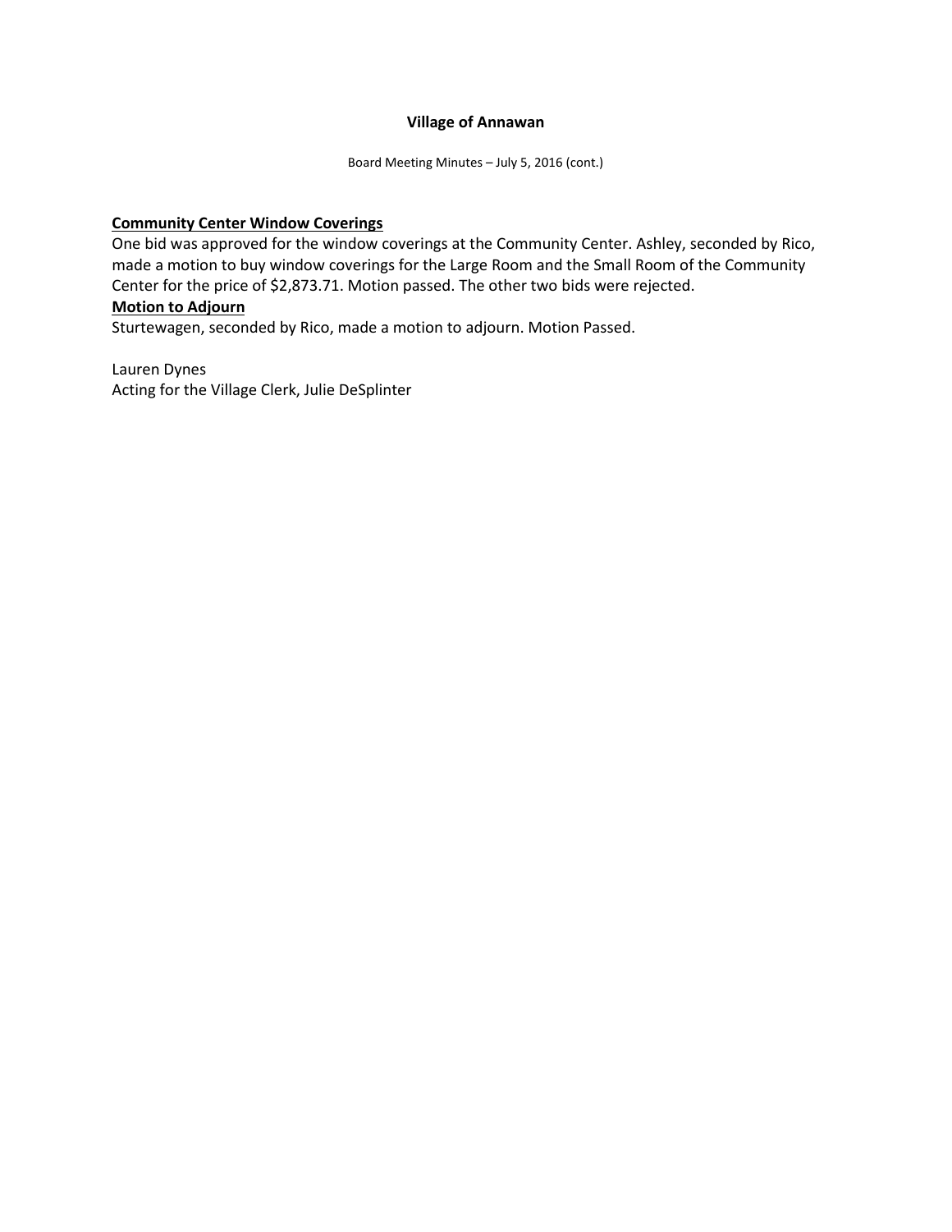**Village of Annawan**

Board Meeting Minutes – July 5, 2016 (cont.)

**Community Center Window Coverings**

One bid was approved for the window coverings at the Community Center. Ashley, seconded by Rico, made a motion to buy window coverings for the Large Room and the Small Room of the Community Center for the price of $2,873.71. Motion passed. The other two bids were rejected.

**Motion to Adjourn**

Sturtewagen, seconded by Rico, made a motion to adjourn. Motion Passed.

Lauren Dynes
Acting for the Village Clerk, Julie DeSplinter